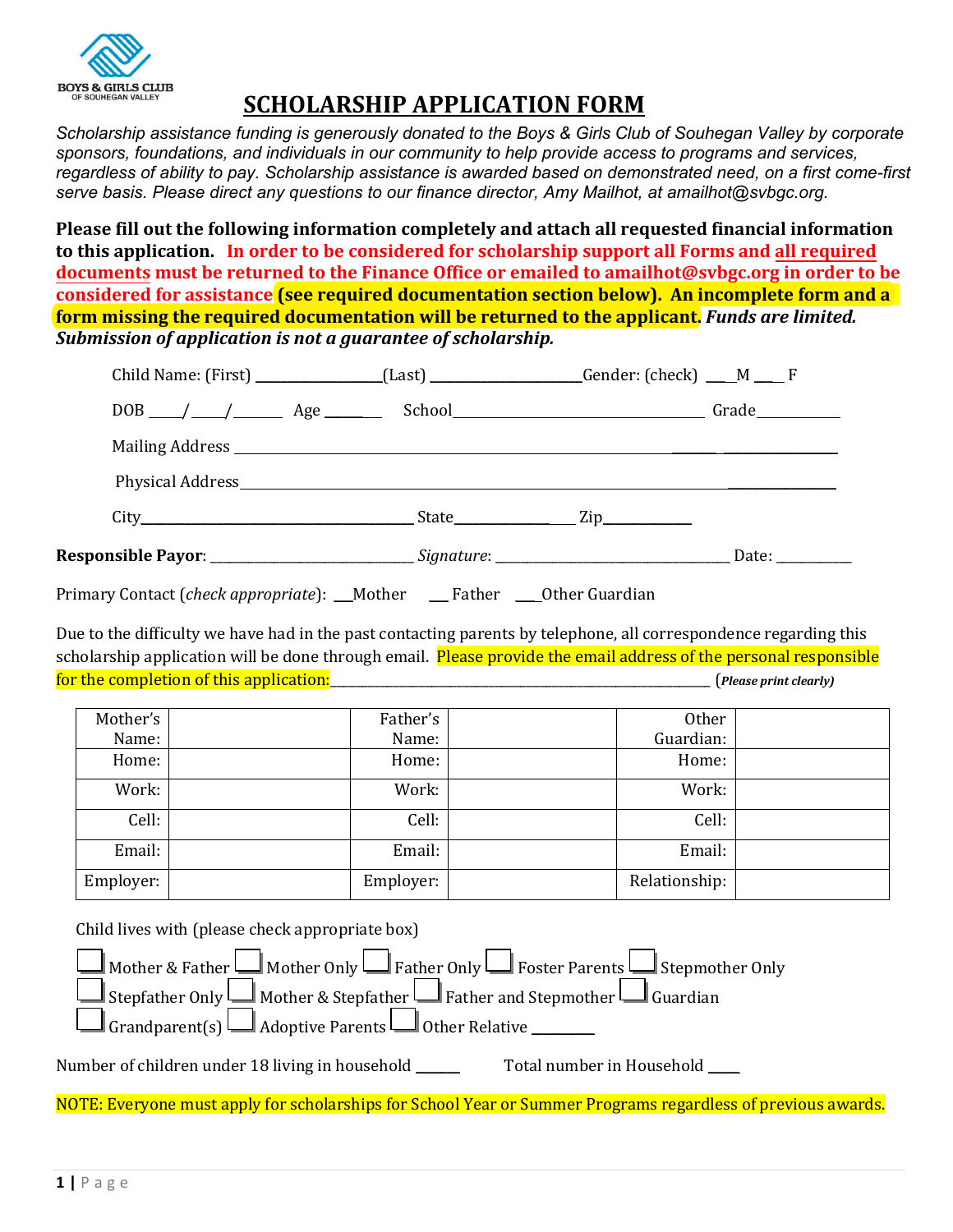BOYS & GIRLS CLUB
OF SOUHEGAN VALLEY

# SCHOLARSHIP APPLICATION FORM

*Scholarship assistance funding is generously donated to the Boys & Girls Club of Souhegan Valley by corporate sponsors, foundations, and individuals in our community to help provide access to programs and services, regardless of ability to pay. Scholarship assistance is awarded based on demonstrated need, on a first come-first serve basis. Please direct any questions to our finance director, Amy Mailhot, at amailhot@svbgc.org.*

**Please fill out the following information completely and attach all requested financial information to this application. In order to be considered for scholarship support all Forms and all required documents must be returned to the Finance Office or emailed to amailhot@svbgc.org in order to be considered for assistance (see required documentation section below). An incomplete form and a form missing the required documentation will be returned to the applicant.** ***Funds are limited. Submission of application is not a guarantee of scholarship.***

Child Name: (First) ________________(Last) ____________________Gender: (check) ___M ___ F

DOB ____/____/______ Age _____ School______________________________ Grade__________

Mailing Address ____________________________________________________________

Physical Address ____________________________________________________________

City______________________________ State_____________ Zip___________

**Responsible Payor**: ____________________________ *Signature*: ______________________________ Date: __________

Primary Contact (*check appropriate*): __Mother __ Father ___Other Guardian

Due to the difficulty we have had in the past contacting parents by telephone, all correspondence regarding this scholarship application will be done through email. Please provide the email address of the personal responsible for the completion of this application:_______________________________________ (***Please print clearly)***

| Mother's Name: | | Father's Name: | | Other Guardian: | |
|---|---|---|---|---|---|
| Home: | | Home: | | Home: | |
| Work: | | Work: | | Work: | |
| Cell: | | Cell: | | Cell: | |
| Email: | | Email: | | Email: | |
| Employer: | | Employer: | | Relationship: | |

Child lives with (please check appropriate box)

☐ Mother & Father ☐ Mother Only ☐ Father Only ☐ Foster Parents ☐ Stepmother Only
☐ Stepfather Only ☐ Mother & Stepfather ☐ Father and Stepmother ☐ Guardian
☐ Grandparent(s) ☐ Adoptive Parents ☐ Other Relative ________

Number of children under 18 living in household ______ Total number in Household ____

NOTE: Everyone must apply for scholarships for School Year or Summer Programs regardless of previous awards.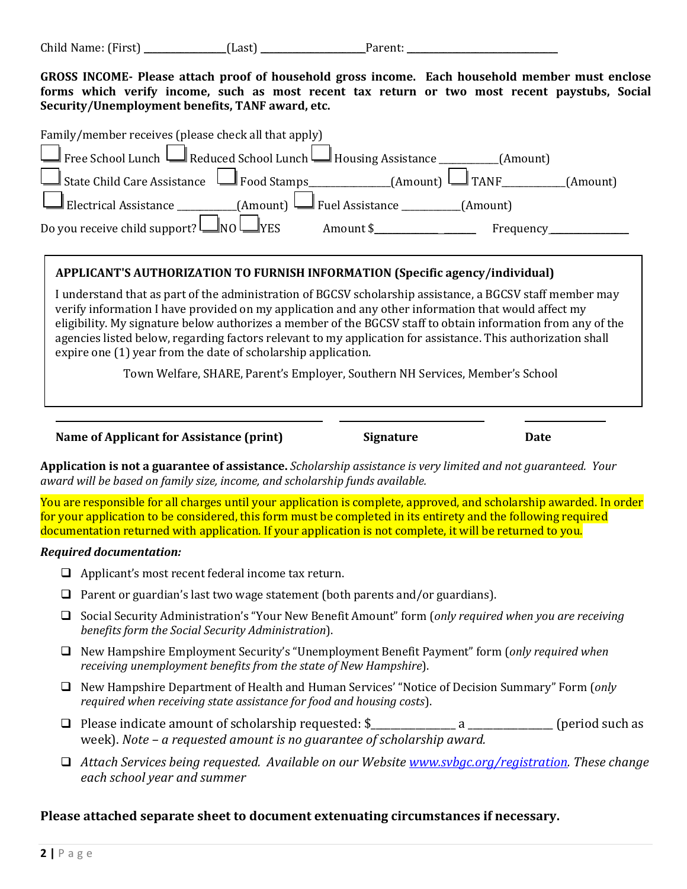Child Name: (First) ________________ (Last) ____________________ Parent: ______________________________

**GROSS INCOME- Please attach proof of household gross income. Each household member must enclose forms which verify income, such as most recent tax return or two most recent paystubs, Social Security/Unemployment benefits, TANF award, etc.**

Family/member receives (please check all that apply)

☐ Free School Lunch ☐ Reduced School Lunch ☐ Housing Assistance ___________(Amount)

☐ State Child Care Assistance ☐ Food Stamps______________(Amount) ☐ TANF___________(Amount)

☐ Electrical Assistance __________(Amount) ☐ Fuel Assistance __________(Amount)

Do you receive child support? ☐ NO ☐ YES Amount $____________ ______ Frequency______________

**APPLICANT'S AUTHORIZATION TO FURNISH INFORMATION (Specific agency/individual)**

I understand that as part of the administration of BGCSV scholarship assistance, a BGCSV staff member may verify information I have provided on my application and any other information that would affect my eligibility. My signature below authorizes a member of the BGCSV staff to obtain information from any of the agencies listed below, regarding factors relevant to my application for assistance. This authorization shall expire one (1) year from the date of scholarship application.

Town Welfare, SHARE, Parent's Employer, Southern NH Services, Member's School

______________________________ ______________________ ____________

**Name of Applicant for Assistance (print)** **Signature** **Date**

**Application is not a guarantee of assistance.** *Scholarship assistance is very limited and not guaranteed. Your award will be based on family size, income, and scholarship funds available.*

You are responsible for all charges until your application is complete, approved, and scholarship awarded. In order for your application to be considered, this form must be completed in its entirety and the following required documentation returned with application. If your application is not complete, it will be returned to you.

***Required documentation:***

- ☐ Applicant's most recent federal income tax return.
- ☐ Parent or guardian's last two wage statement (both parents and/or guardians).
- ☐ Social Security Administration's "Your New Benefit Amount" form (*only required when you are receiving benefits form the Social Security Administration*).
- ☐ New Hampshire Employment Security's "Unemployment Benefit Payment" form (*only required when receiving unemployment benefits from the state of New Hampshire*).
- ☐ New Hampshire Department of Health and Human Services' "Notice of Decision Summary" Form (*only required when receiving state assistance for food and housing costs*).
- ☐ Please indicate amount of scholarship requested: $______________ a ______________ (period such as week). *Note – a requested amount is no guarantee of scholarship award.*
- ☐ *Attach Services being requested. Available on our Website www.svbgc.org/registration. These change each school year and summer*

**Please attached separate sheet to document extenuating circumstances if necessary.**